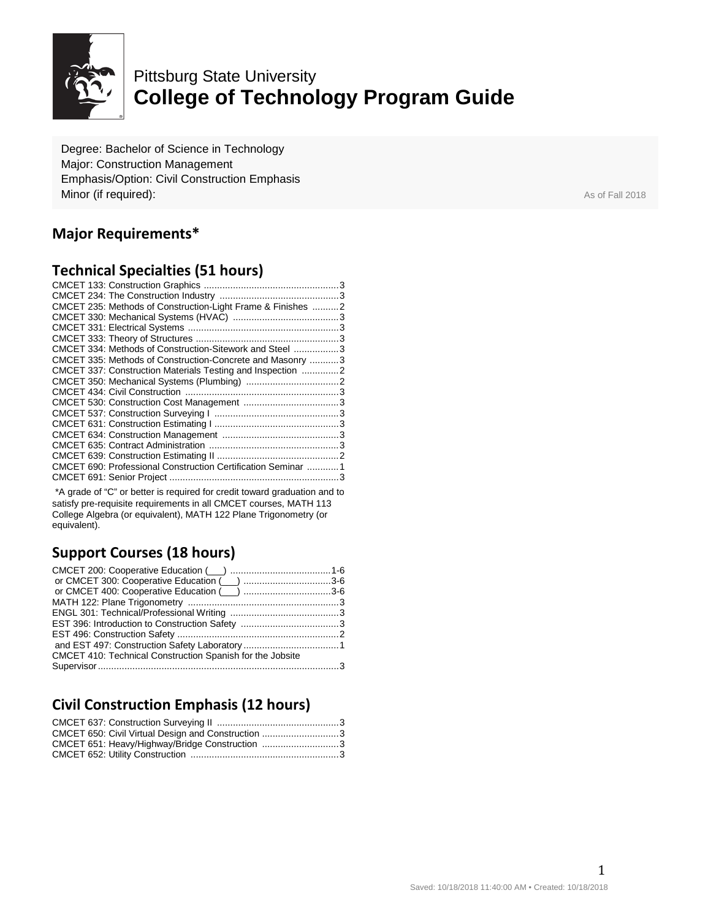Pittsburg State University
# College of Technology Program Guide

Degree: Bachelor of Science in Technology
Major: Construction Management
Emphasis/Option: Civil Construction Emphasis
Minor (if required):

As of Fall 2018

## Major Requirements*

### Technical Specialties (51 hours)

| Course | Hours |
|---|---|
| CMCET 133: Construction Graphics | 3 |
| CMCET 234: The Construction Industry | 3 |
| CMCET 235: Methods of Construction-Light Frame & Finishes | 2 |
| CMCET 330: Mechanical Systems (HVAC) | 3 |
| CMCET 331: Electrical Systems | 3 |
| CMCET 333: Theory of Structures | 3 |
| CMCET 334: Methods of Construction-Sitework and Steel | 3 |
| CMCET 335: Methods of Construction-Concrete and Masonry | 3 |
| CMCET 337: Construction Materials Testing and Inspection | 2 |
| CMCET 350: Mechanical Systems (Plumbing) | 2 |
| CMCET 434: Civil Construction | 3 |
| CMCET 530: Construction Cost Management | 3 |
| CMCET 537: Construction Surveying I | 3 |
| CMCET 631: Construction Estimating I | 3 |
| CMCET 634: Construction Management | 3 |
| CMCET 635: Contract Administration | 3 |
| CMCET 639: Construction Estimating II | 2 |
| CMCET 690: Professional Construction Certification Seminar | 1 |
| CMCET 691: Senior Project | 3 |

*A grade of "C" or better is required for credit toward graduation and to satisfy pre-requisite requirements in all CMCET courses, MATH 113 College Algebra (or equivalent), MATH 122 Plane Trigonometry (or equivalent).

### Support Courses (18 hours)

| Course | Hours |
|---|---|
| CMCET 200: Cooperative Education (___) | 1-6 |
| or CMCET 300: Cooperative Education (___) | 3-6 |
| or CMCET 400: Cooperative Education (___) | 3-6 |
| MATH 122: Plane Trigonometry | 3 |
| ENGL 301: Technical/Professional Writing | 3 |
| EST 396: Introduction to Construction Safety | 3 |
| EST 496: Construction Safety | 2 |
| and EST 497: Construction Safety Laboratory | 1 |
| CMCET 410: Technical Construction Spanish for the Jobsite Supervisor | 3 |

### Civil Construction Emphasis (12 hours)

| Course | Hours |
|---|---|
| CMCET 637: Construction Surveying II | 3 |
| CMCET 650: Civil Virtual Design and Construction | 3 |
| CMCET 651: Heavy/Highway/Bridge Construction | 3 |
| CMCET 652: Utility Construction | 3 |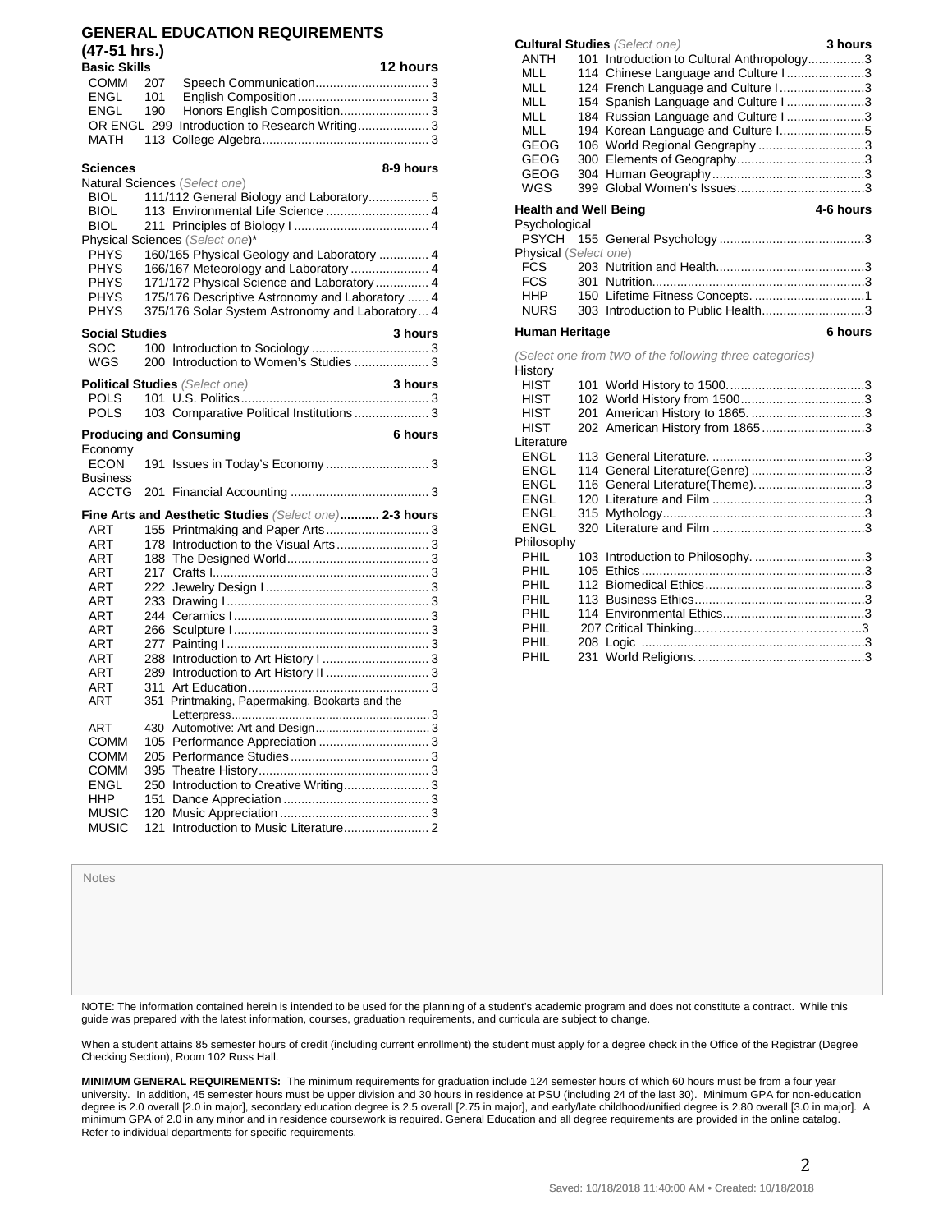## GENERAL EDUCATION REQUIREMENTS (47-51 hrs.)

### Basic Skills — 12 hours

| | | | |
|---|---|---|---|
| COMM | 207 | Speech Communication | 3 |
| ENGL | 101 | English Composition | 3 |
| ENGL | 190 | Honors English Composition | 3 |
| OR ENGL | 299 | Introduction to Research Writing | 3 |
| MATH | 113 | College Algebra | 3 |

### Sciences — 8-9 hours

Natural Sciences (*Select one*)

| | | | |
|---|---|---|---|
| BIOL | 111/112 | General Biology and Laboratory | 5 |
| BIOL | 113 | Environmental Life Science | 4 |
| BIOL | 211 | Principles of Biology I | 4 |

Physical Sciences (*Select one*)*

| | | | |
|---|---|---|---|
| PHYS | 160/165 | Physical Geology and Laboratory | 4 |
| PHYS | 166/167 | Meteorology and Laboratory | 4 |
| PHYS | 171/172 | Physical Science and Laboratory | 4 |
| PHYS | 175/176 | Descriptive Astronomy and Laboratory | 4 |
| PHYS | 375/176 | Solar System Astronomy and Laboratory | 4 |

### Social Studies — 3 hours

| | | | |
|---|---|---|---|
| SOC | 100 | Introduction to Sociology | 3 |
| WGS | 200 | Introduction to Women's Studies | 3 |

### Political Studies (*Select one*) — 3 hours

| | | | |
|---|---|---|---|
| POLS | 101 | U.S. Politics | 3 |
| POLS | 103 | Comparative Political Institutions | 3 |

### Producing and Consuming — 6 hours

Economy

| | | | |
|---|---|---|---|
| ECON | 191 | Issues in Today's Economy | 3 |

Business

| | | | |
|---|---|---|---|
| ACCTG | 201 | Financial Accounting | 3 |

### Fine Arts and Aesthetic Studies (*Select one*) — 2-3 hours

| | | | |
|---|---|---|---|
| ART | 155 | Printmaking and Paper Arts | 3 |
| ART | 178 | Introduction to the Visual Arts | 3 |
| ART | 188 | The Designed World | 3 |
| ART | 217 | Crafts I | 3 |
| ART | 222 | Jewelry Design I | 3 |
| ART | 233 | Drawing I | 3 |
| ART | 244 | Ceramics I | 3 |
| ART | 266 | Sculpture I | 3 |
| ART | 277 | Painting I | 3 |
| ART | 288 | Introduction to Art History I | 3 |
| ART | 289 | Introduction to Art History II | 3 |
| ART | 311 | Art Education | 3 |
| ART | 351 | Printmaking, Papermaking, Bookarts and the Letterpress | 3 |
| ART | 430 | Automotive: Art and Design | 3 |
| COMM | 105 | Performance Appreciation | 3 |
| COMM | 205 | Performance Studies | 3 |
| COMM | 395 | Theatre History | 3 |
| ENGL | 250 | Introduction to Creative Writing | 3 |
| HHP | 151 | Dance Appreciation | 3 |
| MUSIC | 120 | Music Appreciation | 3 |
| MUSIC | 121 | Introduction to Music Literature | 2 |

### Cultural Studies (*Select one*) — 3 hours

| | | | |
|---|---|---|---|
| ANTH | 101 | Introduction to Cultural Anthropology | 3 |
| MLL | 114 | Chinese Language and Culture I | 3 |
| MLL | 124 | French Language and Culture I | 3 |
| MLL | 154 | Spanish Language and Culture I | 3 |
| MLL | 184 | Russian Language and Culture I | 3 |
| MLL | 194 | Korean Language and Culture I | 5 |
| GEOG | 106 | World Regional Geography | 3 |
| GEOG | 300 | Elements of Geography | 3 |
| GEOG | 304 | Human Geography | 3 |
| WGS | 399 | Global Women's Issues | 3 |

### Health and Well Being — 4-6 hours

Psychological

| | | | |
|---|---|---|---|
| PSYCH | 155 | General Psychology | 3 |

Physical (*Select one*)

| | | | |
|---|---|---|---|
| FCS | 203 | Nutrition and Health | 3 |
| FCS | 301 | Nutrition | 3 |
| HHP | 150 | Lifetime Fitness Concepts. | 1 |
| NURS | 303 | Introduction to Public Health | 3 |

### Human Heritage — 6 hours

*(Select one from two of the following three categories)*

History

| | | | |
|---|---|---|---|
| HIST | 101 | World History to 1500. | 3 |
| HIST | 102 | World History from 1500 | 3 |
| HIST | 201 | American History to 1865. | 3 |
| HIST | 202 | American History from 1865 | 3 |

Literature

| | | | |
|---|---|---|---|
| ENGL | 113 | General Literature. | 3 |
| ENGL | 114 | General Literature(Genre) | 3 |
| ENGL | 116 | General Literature(Theme). | 3 |
| ENGL | 120 | Literature and Film | 3 |
| ENGL | 315 | Mythology | 3 |
| ENGL | 320 | Literature and Film | 3 |

Philosophy

| | | | |
|---|---|---|---|
| PHIL | 103 | Introduction to Philosophy. | 3 |
| PHIL | 105 | Ethics | 3 |
| PHIL | 112 | Biomedical Ethics | 3 |
| PHIL | 113 | Business Ethics | 3 |
| PHIL | 114 | Environmental Ethics | 3 |
| PHIL | 207 | Critical Thinking | 3 |
| PHIL | 208 | Logic | 3 |
| PHIL | 231 | World Religions. | 3 |

Notes

NOTE: The information contained herein is intended to be used for the planning of a student's academic program and does not constitute a contract. While this guide was prepared with the latest information, courses, graduation requirements, and curricula are subject to change.

When a student attains 85 semester hours of credit (including current enrollment) the student must apply for a degree check in the Office of the Registrar (Degree Checking Section), Room 102 Russ Hall.

**MINIMUM GENERAL REQUIREMENTS:** The minimum requirements for graduation include 124 semester hours of which 60 hours must be from a four year university. In addition, 45 semester hours must be upper division and 30 hours in residence at PSU (including 24 of the last 30). Minimum GPA for non-education degree is 2.0 overall [2.0 in major], secondary education degree is 2.5 overall [2.75 in major], and early/late childhood/unified degree is 2.80 overall [3.0 in major]. A minimum GPA of 2.0 in any minor and in residence coursework is required. General Education and all degree requirements are provided in the online catalog. Refer to individual departments for specific requirements.

Saved: 10/18/2018 11:40:00 AM • Created: 10/18/2018